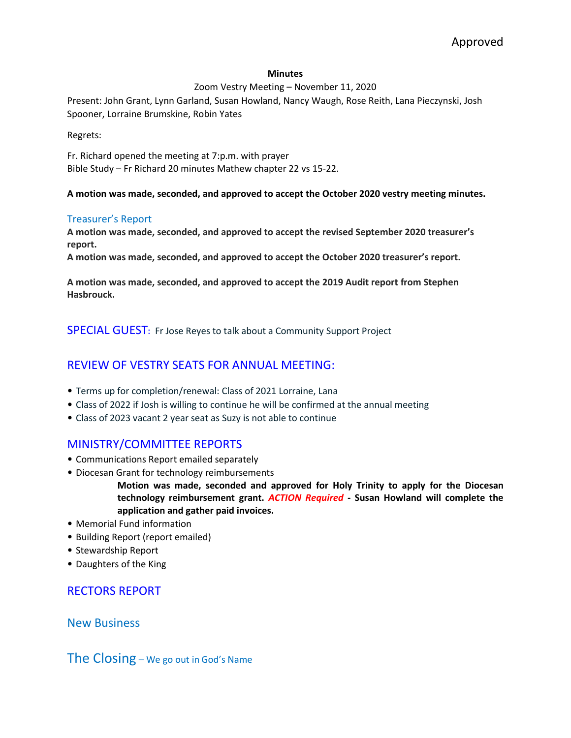Approved

**Minutes**

Zoom Vestry Meeting – November 11, 2020

Present: John Grant, Lynn Garland, Susan Howland, Nancy Waugh, Rose Reith, Lana Pieczynski, Josh Spooner, Lorraine Brumskine, Robin Yates

Regrets:

Fr. Richard opened the meeting at 7:p.m. with prayer
Bible Study – Fr Richard 20 minutes Mathew chapter 22 vs 15-22.

**A motion was made, seconded, and approved to accept the October 2020 vestry meeting minutes.**

## Treasurer's Report

**A motion was made, seconded, and approved to accept the revised September 2020 treasurer's report.**
**A motion was made, seconded, and approved to accept the October 2020 treasurer's report.**

**A motion was made, seconded, and approved to accept the 2019 Audit report from Stephen Hasbrouck.**

## SPECIAL GUEST: Fr Jose Reyes to talk about a Community Support Project

## REVIEW OF VESTRY SEATS FOR ANNUAL MEETING:

- Terms up for completion/renewal: Class of 2021 Lorraine, Lana
- Class of 2022 if Josh is willing to continue he will be confirmed at the annual meeting
- Class of 2023 vacant 2 year seat as Suzy is not able to continue

## MINISTRY/COMMITTEE REPORTS

- Communications Report emailed separately
- Diocesan Grant for technology reimbursements
  **Motion was made, seconded and approved for Holy Trinity to apply for the Diocesan technology reimbursement grant. *ACTION Required* - Susan Howland will complete the application and gather paid invoices.**
- Memorial Fund information
- Building Report (report emailed)
- Stewardship Report
- Daughters of the King

## RECTORS REPORT

## New Business

## The Closing – We go out in God's Name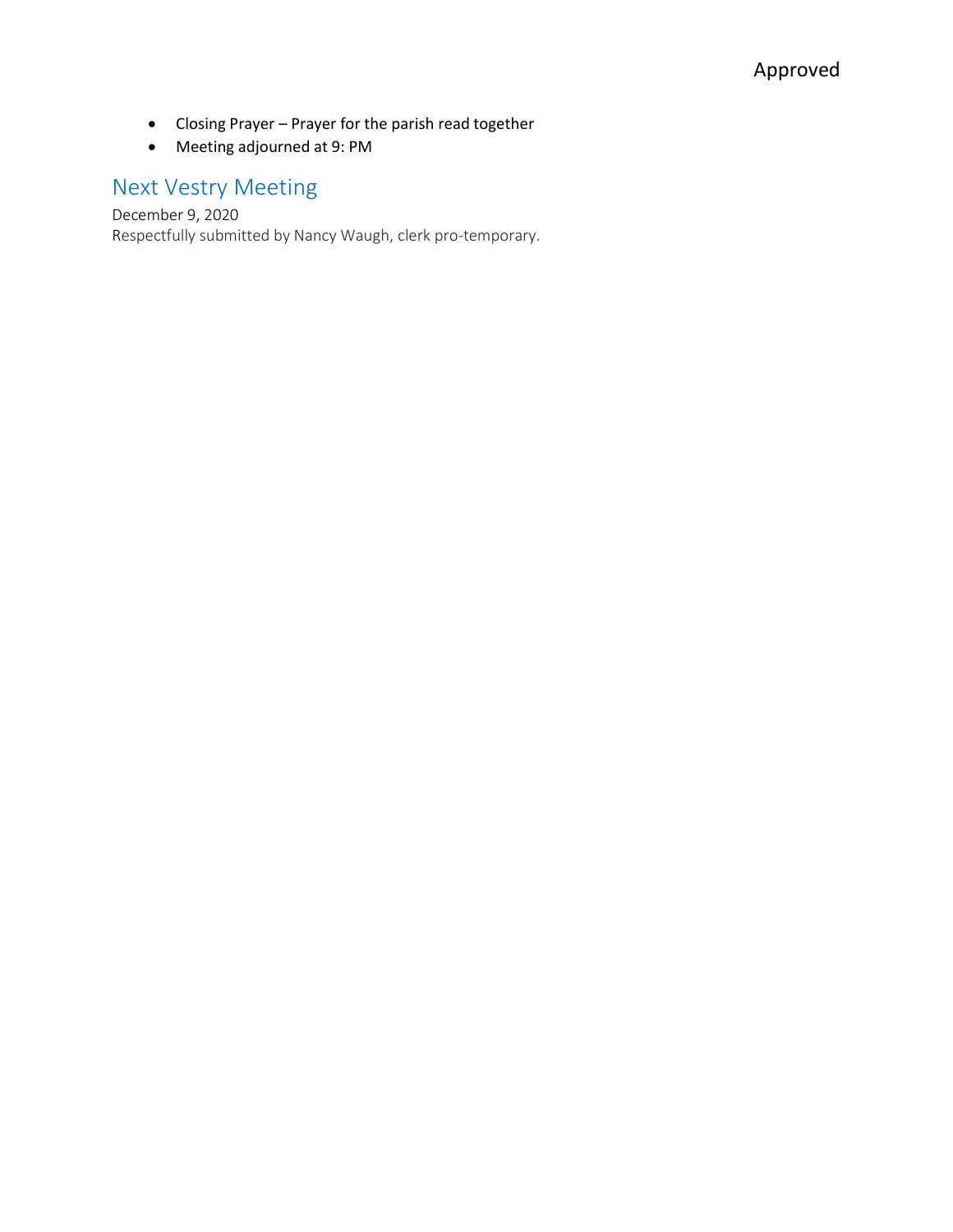Approved

- Closing Prayer – Prayer for the parish read together
- Meeting adjourned at 9: PM

## Next Vestry Meeting

December 9, 2020
Respectfully submitted by Nancy Waugh, clerk pro-temporary.